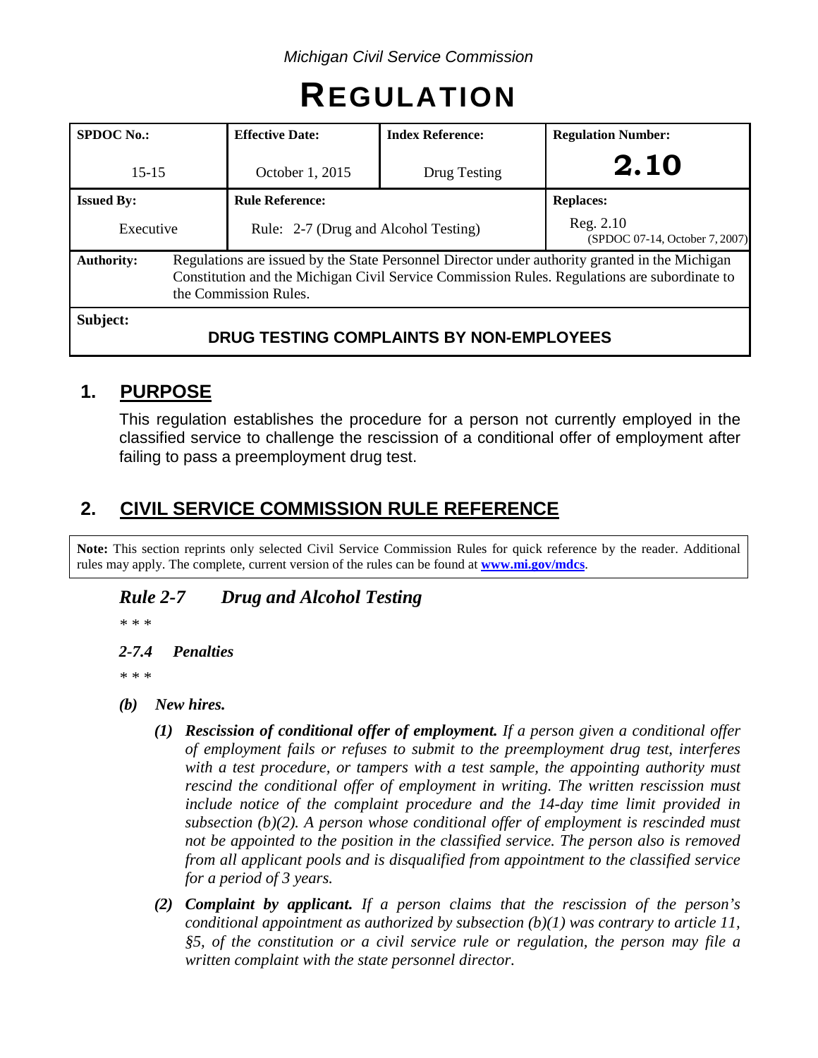*Michigan Civil Service Commission*

# REGULATION

| SPDOC No.: | Effective Date: | Index Reference: | Regulation Number: |
|---|---|---|---|
| 15-15 | October 1, 2015 | Drug Testing | **2.10** |
| **Issued By:** | **Rule Reference:** | | **Replaces:** |
| Executive | Rule: 2-7 (Drug and Alcohol Testing) | | Reg. 2.10 (SPDOC 07-14, October 7, 2007) |
| **Authority:** | Regulations are issued by the State Personnel Director under authority granted in the Michigan Constitution and the Michigan Civil Service Commission Rules. Regulations are subordinate to the Commission Rules. | | |
| **Subject:** | **DRUG TESTING COMPLAINTS BY NON-EMPLOYEES** | | |

## 1. PURPOSE

This regulation establishes the procedure for a person not currently employed in the classified service to challenge the rescission of a conditional offer of employment after failing to pass a preemployment drug test.

## 2. CIVIL SERVICE COMMISSION RULE REFERENCE

**Note:** This section reprints only selected Civil Service Commission Rules for quick reference by the reader. Additional rules may apply. The complete, current version of the rules can be found at **www.mi.gov/mdcs**.

### *Rule 2-7 Drug and Alcohol Testing*

*\* \* \**

#### *2-7.4 Penalties*

*\* \* \**

***(b) New hires.***

***(1) Rescission of conditional offer of employment.*** *If a person given a conditional offer of employment fails or refuses to submit to the preemployment drug test, interferes with a test procedure, or tampers with a test sample, the appointing authority must rescind the conditional offer of employment in writing. The written rescission must include notice of the complaint procedure and the 14-day time limit provided in subsection (b)(2). A person whose conditional offer of employment is rescinded must not be appointed to the position in the classified service. The person also is removed from all applicant pools and is disqualified from appointment to the classified service for a period of 3 years.*

***(2) Complaint by applicant.*** *If a person claims that the rescission of the person's conditional appointment as authorized by subsection (b)(1) was contrary to article 11, §5, of the constitution or a civil service rule or regulation, the person may file a written complaint with the state personnel director.*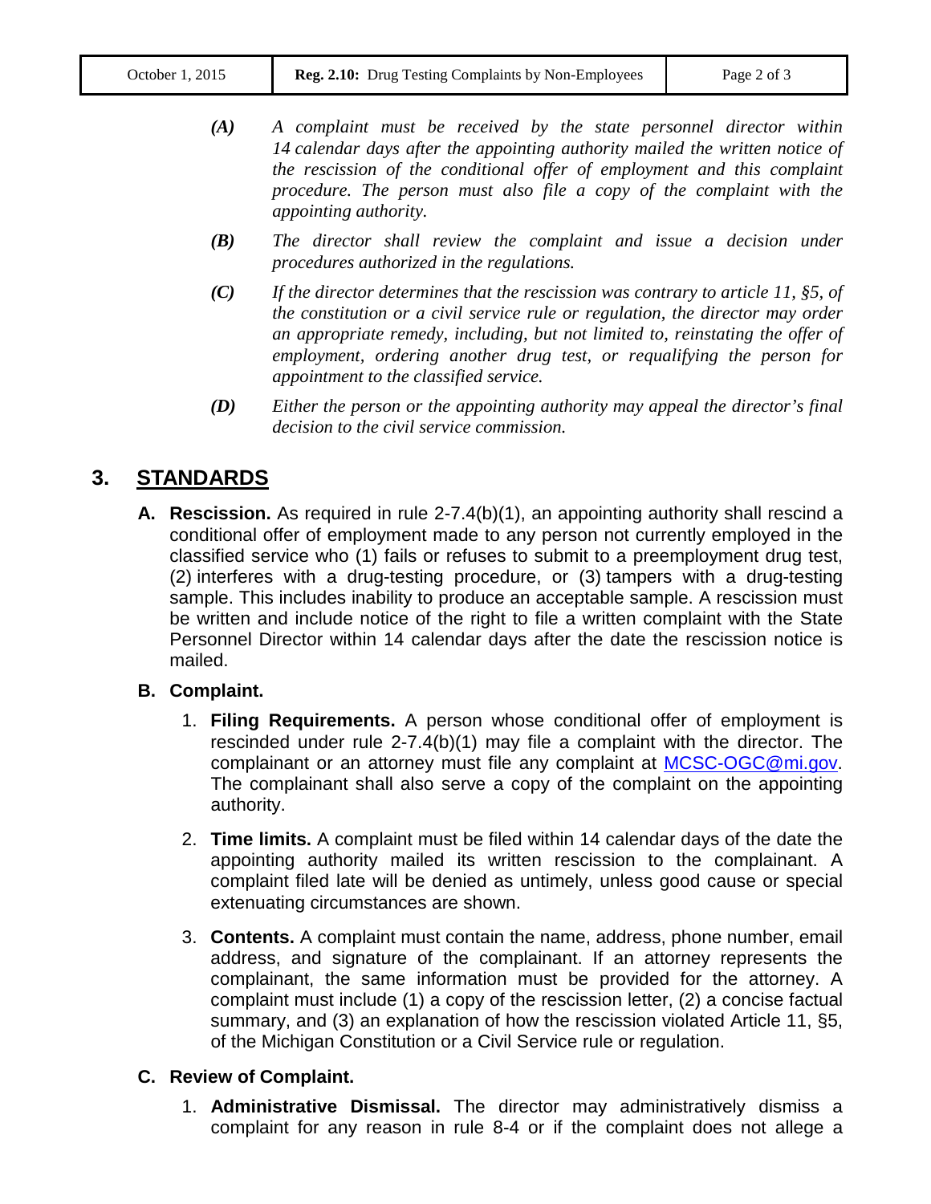*(A)* *A complaint must be received by the state personnel director within 14 calendar days after the appointing authority mailed the written notice of the rescission of the conditional offer of employment and this complaint procedure. The person must also file a copy of the complaint with the appointing authority.*

*(B)* *The director shall review the complaint and issue a decision under procedures authorized in the regulations.*

*(C)* *If the director determines that the rescission was contrary to article 11, §5, of the constitution or a civil service rule or regulation, the director may order an appropriate remedy, including, but not limited to, reinstating the offer of employment, ordering another drug test, or requalifying the person for appointment to the classified service.*

*(D)* *Either the person or the appointing authority may appeal the director's final decision to the civil service commission.*

## 3. STANDARDS

**A. Rescission.** As required in rule 2-7.4(b)(1), an appointing authority shall rescind a conditional offer of employment made to any person not currently employed in the classified service who (1) fails or refuses to submit to a preemployment drug test, (2) interferes with a drug-testing procedure, or (3) tampers with a drug-testing sample. This includes inability to produce an acceptable sample. A rescission must be written and include notice of the right to file a written complaint with the State Personnel Director within 14 calendar days after the date the rescission notice is mailed.

**B. Complaint.**

1. **Filing Requirements.** A person whose conditional offer of employment is rescinded under rule 2-7.4(b)(1) may file a complaint with the director. The complainant or an attorney must file any complaint at MCSC-OGC@mi.gov. The complainant shall also serve a copy of the complaint on the appointing authority.

2. **Time limits.** A complaint must be filed within 14 calendar days of the date the appointing authority mailed its written rescission to the complainant. A complaint filed late will be denied as untimely, unless good cause or special extenuating circumstances are shown.

3. **Contents.** A complaint must contain the name, address, phone number, email address, and signature of the complainant. If an attorney represents the complainant, the same information must be provided for the attorney. A complaint must include (1) a copy of the rescission letter, (2) a concise factual summary, and (3) an explanation of how the rescission violated Article 11, §5, of the Michigan Constitution or a Civil Service rule or regulation.

**C. Review of Complaint.**

1. **Administrative Dismissal.** The director may administratively dismiss a complaint for any reason in rule 8-4 or if the complaint does not allege a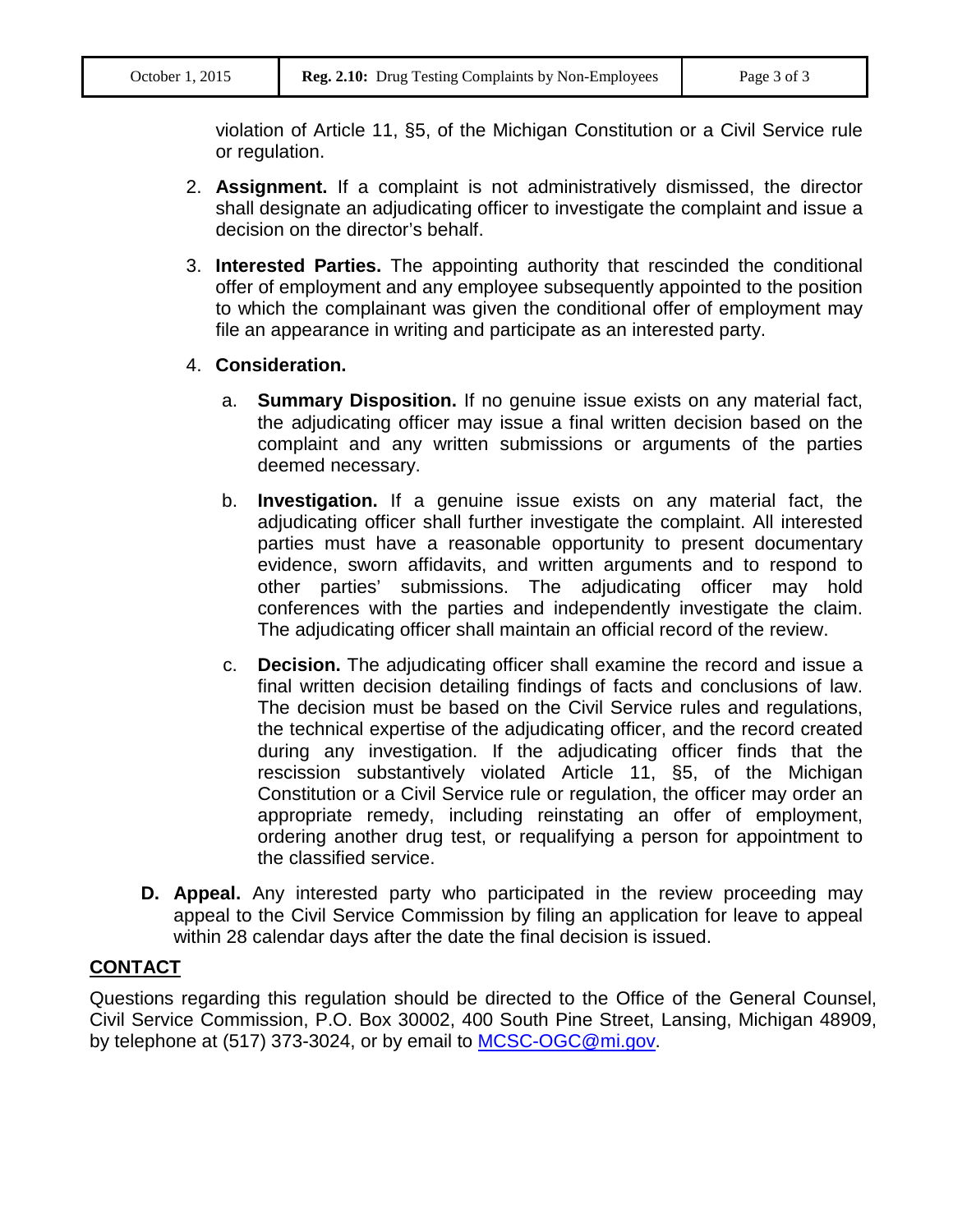violation of Article 11, §5, of the Michigan Constitution or a Civil Service rule or regulation.

2. **Assignment.** If a complaint is not administratively dismissed, the director shall designate an adjudicating officer to investigate the complaint and issue a decision on the director's behalf.

3. **Interested Parties.** The appointing authority that rescinded the conditional offer of employment and any employee subsequently appointed to the position to which the complainant was given the conditional offer of employment may file an appearance in writing and participate as an interested party.

4. **Consideration.**

   a. **Summary Disposition.** If no genuine issue exists on any material fact, the adjudicating officer may issue a final written decision based on the complaint and any written submissions or arguments of the parties deemed necessary.

   b. **Investigation.** If a genuine issue exists on any material fact, the adjudicating officer shall further investigate the complaint. All interested parties must have a reasonable opportunity to present documentary evidence, sworn affidavits, and written arguments and to respond to other parties' submissions. The adjudicating officer may hold conferences with the parties and independently investigate the claim. The adjudicating officer shall maintain an official record of the review.

   c. **Decision.** The adjudicating officer shall examine the record and issue a final written decision detailing findings of facts and conclusions of law. The decision must be based on the Civil Service rules and regulations, the technical expertise of the adjudicating officer, and the record created during any investigation. If the adjudicating officer finds that the rescission substantively violated Article 11, §5, of the Michigan Constitution or a Civil Service rule or regulation, the officer may order an appropriate remedy, including reinstating an offer of employment, ordering another drug test, or requalifying a person for appointment to the classified service.

**D. Appeal.** Any interested party who participated in the review proceeding may appeal to the Civil Service Commission by filing an application for leave to appeal within 28 calendar days after the date the final decision is issued.

## CONTACT

Questions regarding this regulation should be directed to the Office of the General Counsel, Civil Service Commission, P.O. Box 30002, 400 South Pine Street, Lansing, Michigan 48909, by telephone at (517) 373-3024, or by email to MCSC-OGC@mi.gov.